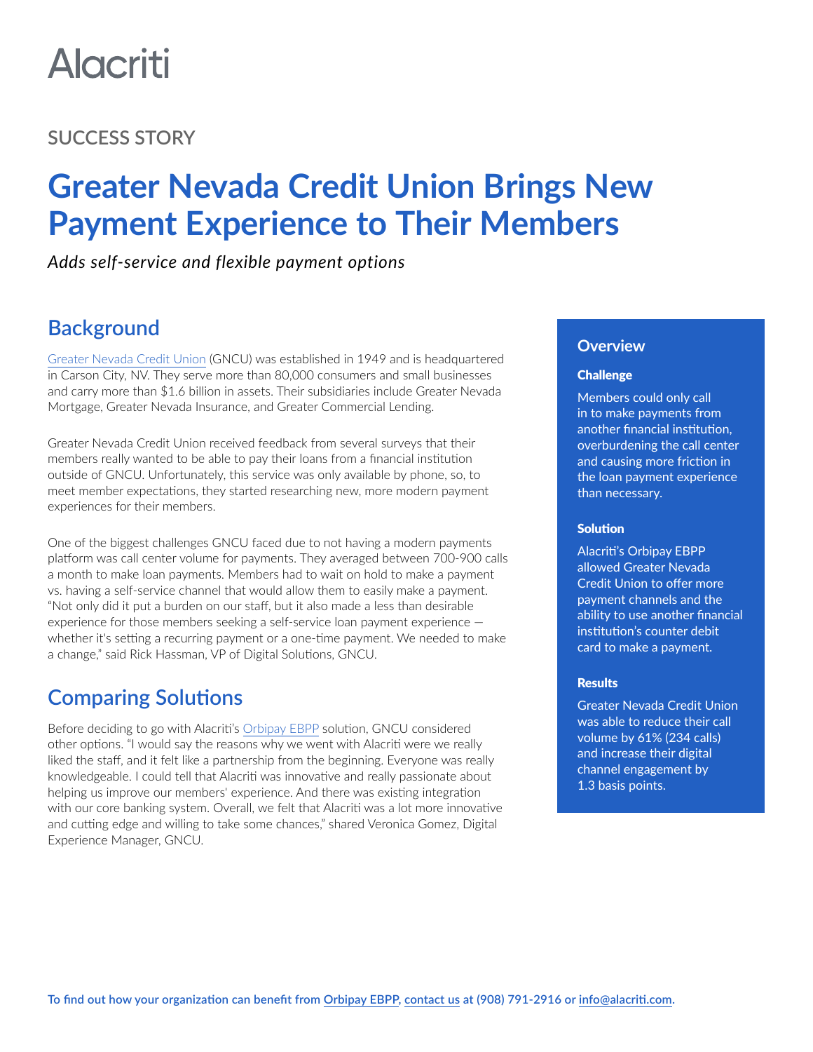Alacriti

## SUCCESS STORY

# Greater Nevada Credit Union Brings New Payment Experience to Their Members

*Adds self-service and flexible payment options*

## Background

Greater Nevada Credit Union (GNCU) was established in 1949 and is headquartered in Carson City, NV. They serve more than 80,000 consumers and small businesses and carry more than $1.6 billion in assets. Their subsidiaries include Greater Nevada Mortgage, Greater Nevada Insurance, and Greater Commercial Lending.

Greater Nevada Credit Union received feedback from several surveys that their members really wanted to be able to pay their loans from a financial institution outside of GNCU. Unfortunately, this service was only available by phone, so, to meet member expectations, they started researching new, more modern payment experiences for their members.

One of the biggest challenges GNCU faced due to not having a modern payments platform was call center volume for payments. They averaged between 700-900 calls a month to make loan payments. Members had to wait on hold to make a payment vs. having a self-service channel that would allow them to easily make a payment. "Not only did it put a burden on our staff, but it also made a less than desirable experience for those members seeking a self-service loan payment experience — whether it's setting a recurring payment or a one-time payment. We needed to make a change," said Rick Hassman, VP of Digital Solutions, GNCU.

## Comparing Solutions

Before deciding to go with Alacriti's Orbipay EBPP solution, GNCU considered other options. "I would say the reasons why we went with Alacriti were we really liked the staff, and it felt like a partnership from the beginning. Everyone was really knowledgeable. I could tell that Alacriti was innovative and really passionate about helping us improve our members' experience. And there was existing integration with our core banking system. Overall, we felt that Alacriti was a lot more innovative and cutting edge and willing to take some chances," shared Veronica Gomez, Digital Experience Manager, GNCU.

## Overview

### Challenge

Members could only call in to make payments from another financial institution, overburdening the call center and causing more friction in the loan payment experience than necessary.

### Solution

Alacriti's Orbipay EBPP allowed Greater Nevada Credit Union to offer more payment channels and the ability to use another financial institution's counter debit card to make a payment.

### Results

Greater Nevada Credit Union was able to reduce their call volume by 61% (234 calls) and increase their digital channel engagement by 1.3 basis points.

**To find out how your organization can benefit from Orbipay EBPP, contact us at (908) 791-2916 or info@alacriti.com.**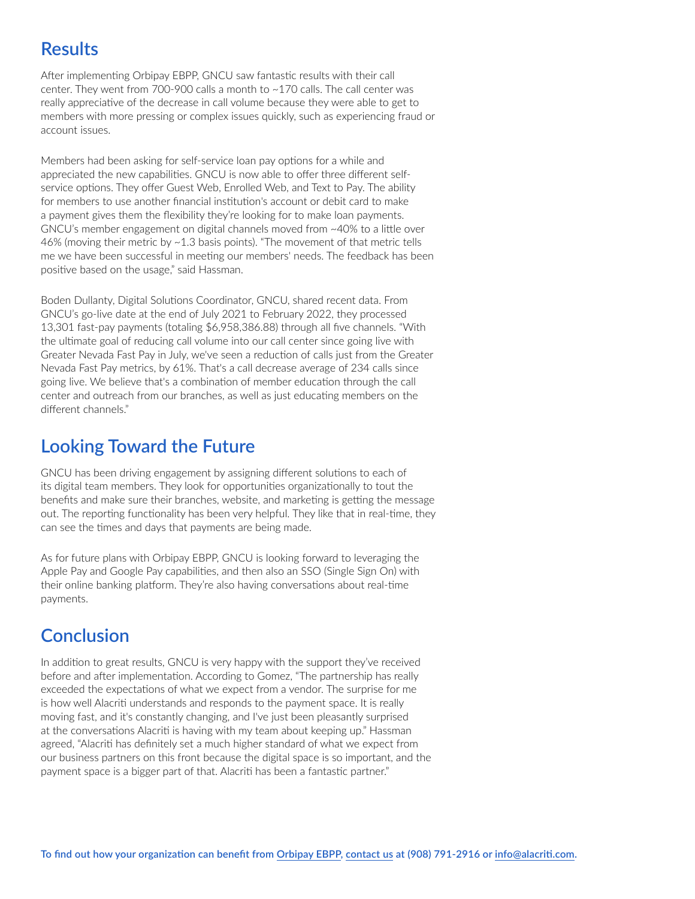## Results

After implementing Orbipay EBPP, GNCU saw fantastic results with their call center. They went from 700-900 calls a month to ~170 calls. The call center was really appreciative of the decrease in call volume because they were able to get to members with more pressing or complex issues quickly, such as experiencing fraud or account issues.

Members had been asking for self-service loan pay options for a while and appreciated the new capabilities. GNCU is now able to offer three different self-service options. They offer Guest Web, Enrolled Web, and Text to Pay. The ability for members to use another financial institution's account or debit card to make a payment gives them the flexibility they're looking for to make loan payments. GNCU's member engagement on digital channels moved from ~40% to a little over 46% (moving their metric by ~1.3 basis points). "The movement of that metric tells me we have been successful in meeting our members' needs. The feedback has been positive based on the usage," said Hassman.

Boden Dullanty, Digital Solutions Coordinator, GNCU, shared recent data. From GNCU's go-live date at the end of July 2021 to February 2022, they processed 13,301 fast-pay payments (totaling $6,958,386.88) through all five channels. "With the ultimate goal of reducing call volume into our call center since going live with Greater Nevada Fast Pay in July, we've seen a reduction of calls just from the Greater Nevada Fast Pay metrics, by 61%. That's a call decrease average of 234 calls since going live. We believe that's a combination of member education through the call center and outreach from our branches, as well as just educating members on the different channels."

## Looking Toward the Future

GNCU has been driving engagement by assigning different solutions to each of its digital team members. They look for opportunities organizationally to tout the benefits and make sure their branches, website, and marketing is getting the message out. The reporting functionality has been very helpful. They like that in real-time, they can see the times and days that payments are being made.

As for future plans with Orbipay EBPP, GNCU is looking forward to leveraging the Apple Pay and Google Pay capabilities, and then also an SSO (Single Sign On) with their online banking platform. They're also having conversations about real-time payments.

## Conclusion

In addition to great results, GNCU is very happy with the support they've received before and after implementation. According to Gomez, "The partnership has really exceeded the expectations of what we expect from a vendor. The surprise for me is how well Alacriti understands and responds to the payment space. It is really moving fast, and it's constantly changing, and I've just been pleasantly surprised at the conversations Alacriti is having with my team about keeping up." Hassman agreed, "Alacriti has definitely set a much higher standard of what we expect from our business partners on this front because the digital space is so important, and the payment space is a bigger part of that. Alacriti has been a fantastic partner."

**To find out how your organization can benefit from Orbipay EBPP, contact us at (908) 791-2916 or info@alacriti.com.**